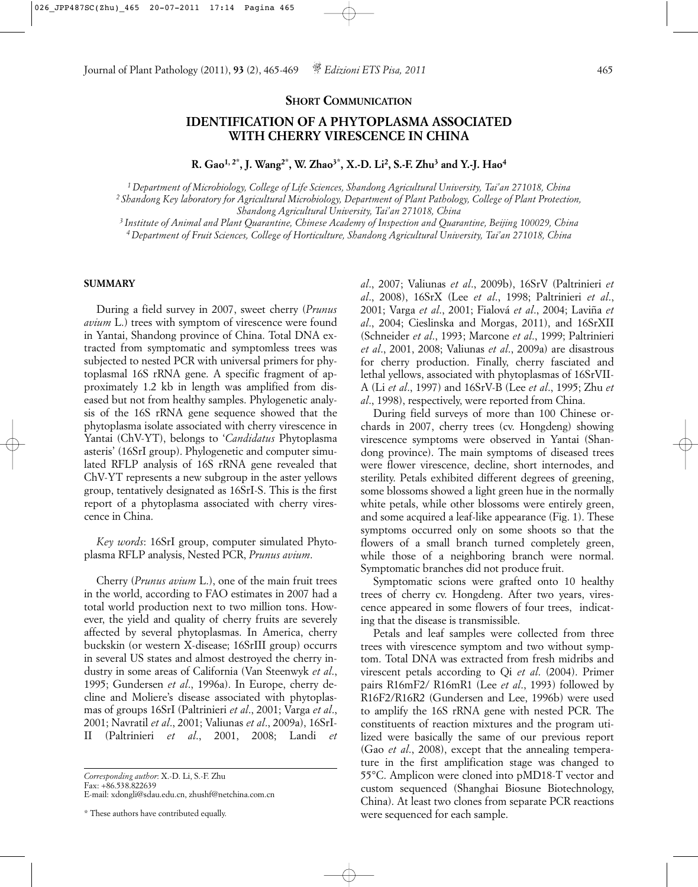**SHORT COMMUNICATION**

# IDENTIFICATION OF A PHYTOPLASMA ASSOCIATED WITH CHERRY VIRESCENCE IN CHINA

**R. Gao[1, 2*], J. Wang[2*], W. Zhao[3*], X.-D. Li[2], S.-F. Zhu[3] and Y.-J. Hao[4]**

[1] *Department of Microbiology, College of Life Sciences, Shandong Agricultural University, Tai'an 271018, China*
[2] *Shandong Key laboratory for Agricultural Microbiology, Department of Plant Pathology, College of Plant Protection, Shandong Agricultural University, Tai'an 271018, China*
[3] *Institute of Animal and Plant Quarantine, Chinese Academy of Inspection and Quarantine, Beijing 100029, China*
[4] *Department of Fruit Sciences, College of Horticulture, Shandong Agricultural University, Tai'an 271018, China*

## SUMMARY

During a field survey in 2007, sweet cherry (*Prunus avium* L.) trees with symptom of virescence were found in Yantai, Shandong province of China. Total DNA extracted from symptomatic and symptomless trees was subjected to nested PCR with universal primers for phytoplasmal 16S rRNA gene. A specific fragment of approximately 1.2 kb in length was amplified from diseased but not from healthy samples. Phylogenetic analysis of the 16S rRNA gene sequence showed that the phytoplasma isolate associated with cherry virescence in Yantai (ChV-YT), belongs to '*Candidatus* Phytoplasma asteris' (16SrI group). Phylogenetic and computer simulated RFLP analysis of 16S rRNA gene revealed that ChV-YT represents a new subgroup in the aster yellows group, tentatively designated as 16SrI-S. This is the first report of a phytoplasma associated with cherry virescence in China.

*Key words*: 16SrI group, computer simulated Phytoplasma RFLP analysis, Nested PCR, *Prunus avium*.

Cherry (*Prunus avium* L.), one of the main fruit trees in the world, according to FAO estimates in 2007 had a total world production next to two million tons. However, the yield and quality of cherry fruits are severely affected by several phytoplasmas. In America, cherry buckskin (or western X-disease; 16SrIII group) occurrs in several US states and almost destroyed the cherry industry in some areas of California (Van Steenwyk *et al*., 1995; Gundersen *et al*., 1996a). In Europe, cherry decline and Moliere's disease associated with phytoplasmas of groups 16SrI (Paltrinieri *et al*., 2001; Varga *et al*., 2001; Navratil *et al*., 2001; Valiunas *et al*., 2009a), 16SrI-II (Paltrinieri *et al*., 2001, 2008; Landi *et al*., 2007; Valiunas *et al*., 2009b), 16SrV (Paltrinieri *et al*., 2008), 16SrX (Lee *et al*., 1998; Paltrinieri *et al*., 2001; Varga *et al*., 2001; Fialová *et al*., 2004; Laviña *et al*., 2004; Cieslinska and Morgas, 2011), and 16SrXII (Schneider *et al*., 1993; Marcone *et al*., 1999; Paltrinieri *et al*., 2001, 2008; Valiunas *et al*., 2009a) are disastrous for cherry production. Finally, cherry fasciated and lethal yellows, associated with phytoplasmas of 16SrVII-A (Li *et al*., 1997) and 16SrV-B (Lee *et al*., 1995; Zhu *et al*., 1998), respectively, were reported from China.

During field surveys of more than 100 Chinese orchards in 2007, cherry trees (cv. Hongdeng) showing virescence symptoms were observed in Yantai (Shandong province). The main symptoms of diseased trees were flower virescence, decline, short internodes, and sterility. Petals exhibited different degrees of greening, some blossoms showed a light green hue in the normally white petals, while other blossoms were entirely green, and some acquired a leaf-like appearance (Fig. 1). These symptoms occurred only on some shoots so that the flowers of a small branch turned completely green, while those of a neighboring branch were normal. Symptomatic branches did not produce fruit.

Symptomatic scions were grafted onto 10 healthy trees of cherry cv. Hongdeng. After two years, virescence appeared in some flowers of four trees, indicating that the disease is transmissible.

Petals and leaf samples were collected from three trees with virescence symptom and two without symptom. Total DNA was extracted from fresh midribs and virescent petals according to Qi *et al*. (2004). Primer pairs R16mF2/ R16mR1 (Lee *et al*., 1993) followed by R16F2/R16R2 (Gundersen and Lee, 1996b) were used to amplify the 16S rRNA gene with nested PCR. The constituents of reaction mixtures and the program utilized were basically the same of our previous report (Gao *et al*., 2008), except that the annealing temperature in the first amplification stage was changed to 55°C. Amplicon were cloned into pMD18-T vector and custom sequenced (Shanghai Biosune Biotechnology, China). At least two clones from separate PCR reactions were sequenced for each sample.

*Corresponding author*: X.-D. Li, S.-F. Zhu
Fax: +86.538.822639
E-mail: xdongli@sdau.edu.cn, zhushf@netchina.com.cn

\* These authors have contributed equally.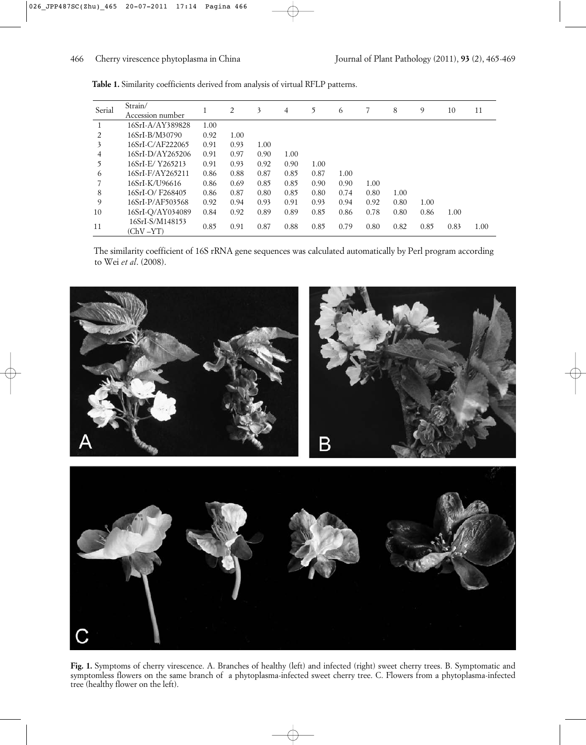**Table 1.** Similarity coefficients derived from analysis of virtual RFLP patterns.

| Serial | Strain/ Accession number | 1 | 2 | 3 | 4 | 5 | 6 | 7 | 8 | 9 | 10 | 11 |
|---|---|---|---|---|---|---|---|---|---|---|---|---|
| 1 | 16SrI-A/AY389828 | 1.00 | | | | | | | | | | |
| 2 | 16SrI-B/M30790 | 0.92 | 1.00 | | | | | | | | | |
| 3 | 16SrI-C/AF222065 | 0.91 | 0.93 | 1.00 | | | | | | | | |
| 4 | 16SrI-D/AY265206 | 0.91 | 0.97 | 0.90 | 1.00 | | | | | | | |
| 5 | 16SrI-E/ Y265213 | 0.91 | 0.93 | 0.92 | 0.90 | 1.00 | | | | | | |
| 6 | 16SrI-F/AY265211 | 0.86 | 0.88 | 0.87 | 0.85 | 0.87 | 1.00 | | | | | |
| 7 | 16SrI-K/U96616 | 0.86 | 0.69 | 0.85 | 0.85 | 0.90 | 0.90 | 1.00 | | | | |
| 8 | 16SrI-O/ F268405 | 0.86 | 0.87 | 0.80 | 0.85 | 0.80 | 0.74 | 0.80 | 1.00 | | | |
| 9 | 16SrI-P/AF503568 | 0.92 | 0.94 | 0.93 | 0.91 | 0.93 | 0.94 | 0.92 | 0.80 | 1.00 | | |
| 10 | 16SrI-Q/AY034089 | 0.84 | 0.92 | 0.89 | 0.89 | 0.85 | 0.86 | 0.78 | 0.80 | 0.86 | 1.00 | |
| 11 | 16SrI-S/M148153 (ChV –YT) | 0.85 | 0.91 | 0.87 | 0.88 | 0.85 | 0.79 | 0.80 | 0.82 | 0.85 | 0.83 | 1.00 |

The similarity coefficient of 16S rRNA gene sequences was calculated automatically by Perl program according to Wei *et al*. (2008).

**Fig. 1.** Symptoms of cherry virescence. A. Branches of healthy (left) and infected (right) sweet cherry trees. B. Symptomatic and symptomless flowers on the same branch of a phytoplasma-infected sweet cherry tree. C. Flowers from a phytoplasma-infected tree (healthy flower on the left).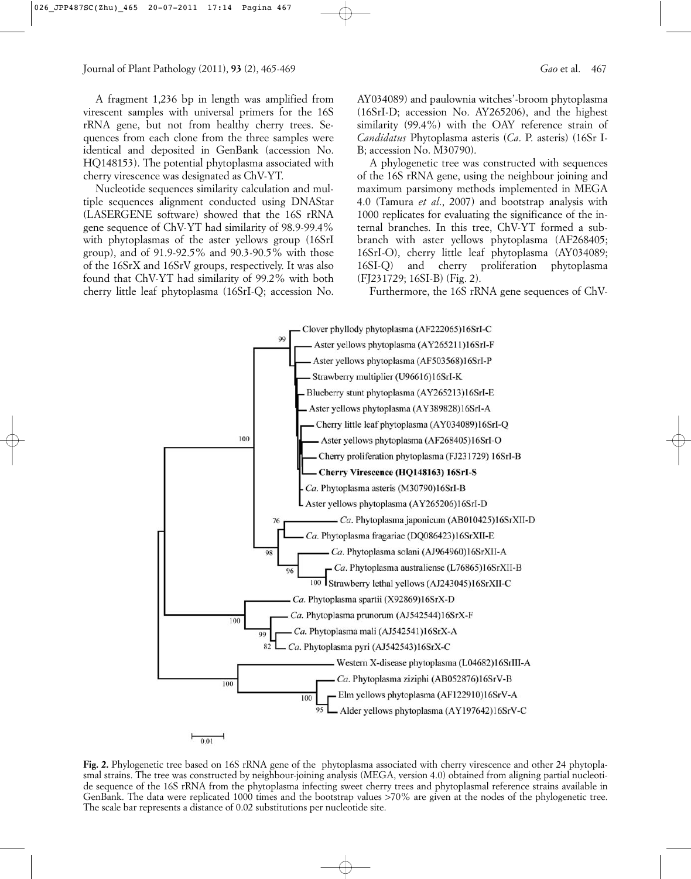A fragment 1,236 bp in length was amplified from virescent samples with universal primers for the 16S rRNA gene, but not from healthy cherry trees. Sequences from each clone from the three samples were identical and deposited in GenBank (accession No. HQ148153). The potential phytoplasma associated with cherry virescence was designated as ChV-YT.

Nucleotide sequences similarity calculation and multiple sequences alignment conducted using DNAStar (LASERGENE software) showed that the 16S rRNA gene sequence of ChV-YT had similarity of 98.9-99.4% with phytoplasmas of the aster yellows group (16SrI group), and of 91.9-92.5% and 90.3-90.5% with those of the 16SrX and 16SrV groups, respectively. It was also found that ChV-YT had similarity of 99.2% with both cherry little leaf phytoplasma (16SrI-Q; accession No. AY034089) and paulownia witches'-broom phytoplasma (16SrI-D; accession No. AY265206), and the highest similarity (99.4%) with the OAY reference strain of *Candidatus* Phytoplasma asteris (*Ca*. P. asteris) (16Sr I-B; accession No. M30790).

A phylogenetic tree was constructed with sequences of the 16S rRNA gene, using the neighbour joining and maximum parsimony methods implemented in MEGA 4.0 (Tamura *et al*., 2007) and bootstrap analysis with 1000 replicates for evaluating the significance of the internal branches. In this tree, ChV-YT formed a subbranch with aster yellows phytoplasma (AF268405; 16SrI-O), cherry little leaf phytoplasma (AY034089; 16SI-Q) and cherry proliferation phytoplasma (FJ231729; 16SI-B) (Fig. 2).

Furthermore, the 16S rRNA gene sequences of ChV-

**Fig. 2.** Phylogenetic tree based on 16S rRNA gene of the phytoplasma associated with cherry virescence and other 24 phytoplasmal strains. The tree was constructed by neighbour-joining analysis (MEGA, version 4.0) obtained from aligning partial nucleotide sequence of the 16S rRNA from the phytoplasma infecting sweet cherry trees and phytoplasmal reference strains available in GenBank. The data were replicated 1000 times and the bootstrap values >70% are given at the nodes of the phylogenetic tree. The scale bar represents a distance of 0.02 substitutions per nucleotide site.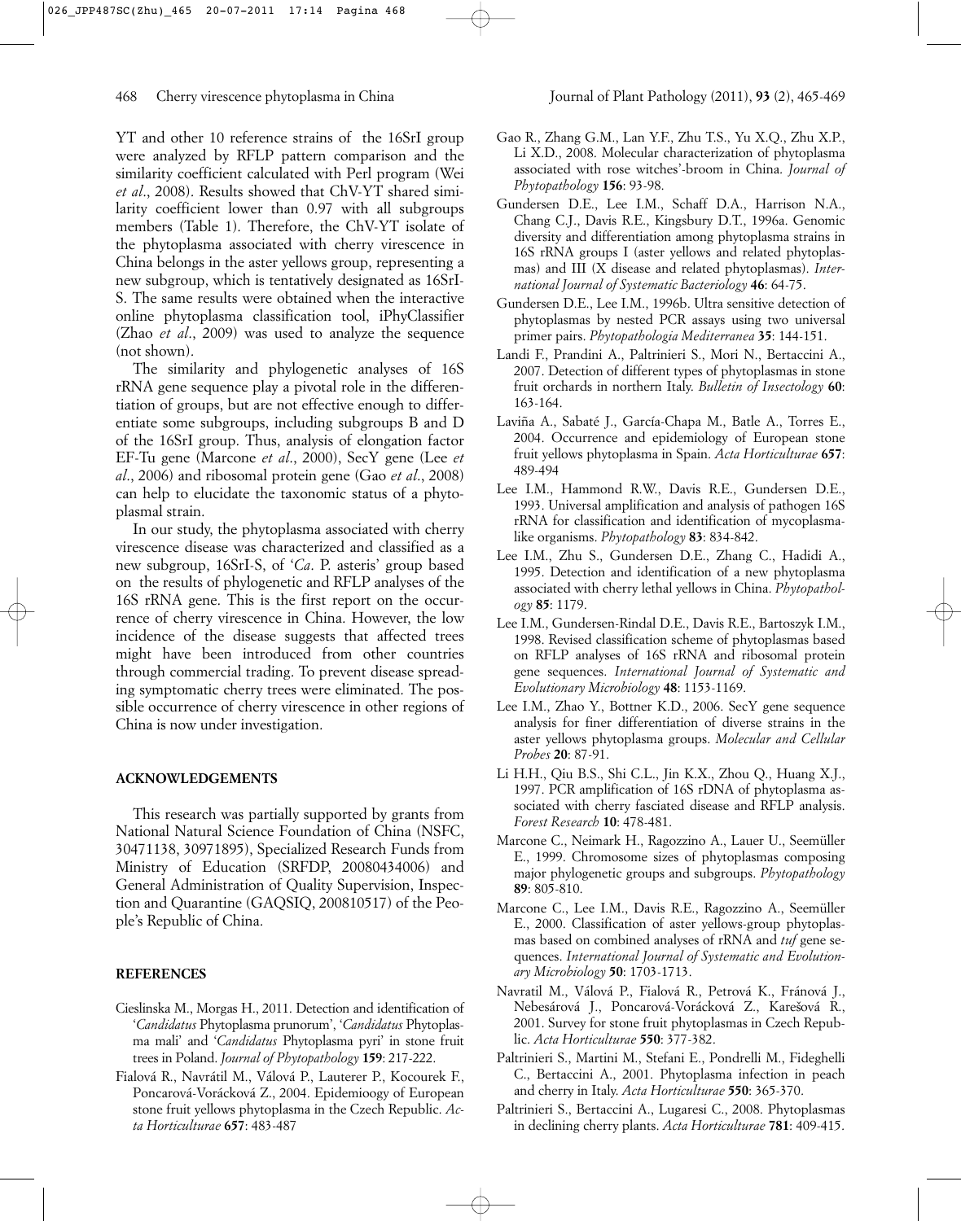YT and other 10 reference strains of the 16SrI group were analyzed by RFLP pattern comparison and the similarity coefficient calculated with Perl program (Wei *et al*., 2008). Results showed that ChV-YT shared similarity coefficient lower than 0.97 with all subgroups members (Table 1). Therefore, the ChV-YT isolate of the phytoplasma associated with cherry virescence in China belongs in the aster yellows group, representing a new subgroup, which is tentatively designated as 16SrI-S. The same results were obtained when the interactive online phytoplasma classification tool, iPhyClassifier (Zhao *et al*., 2009) was used to analyze the sequence (not shown).

The similarity and phylogenetic analyses of 16S rRNA gene sequence play a pivotal role in the differentiation of groups, but are not effective enough to differentiate some subgroups, including subgroups B and D of the 16SrI group. Thus, analysis of elongation factor EF-Tu gene (Marcone *et al*., 2000), SecY gene (Lee *et al*., 2006) and ribosomal protein gene (Gao *et al*., 2008) can help to elucidate the taxonomic status of a phytoplasmal strain.

In our study, the phytoplasma associated with cherry virescence disease was characterized and classified as a new subgroup, 16SrI-S, of '*Ca*. P. asteris' group based on the results of phylogenetic and RFLP analyses of the 16S rRNA gene. This is the first report on the occurrence of cherry virescence in China. However, the low incidence of the disease suggests that affected trees might have been introduced from other countries through commercial trading. To prevent disease spreading symptomatic cherry trees were eliminated. The possible occurrence of cherry virescence in other regions of China is now under investigation.

## ACKNOWLEDGEMENTS

This research was partially supported by grants from National Natural Science Foundation of China (NSFC, 30471138, 30971895), Specialized Research Funds from Ministry of Education (SRFDP, 20080434006) and General Administration of Quality Supervision, Inspection and Quarantine (GAQSIQ, 200810517) of the People's Republic of China.

## REFERENCES

Cieslinska M., Morgas H., 2011. Detection and identification of '*Candidatus* Phytoplasma prunorum', '*Candidatus* Phytoplasma mali' and '*Candidatus* Phytoplasma pyri' in stone fruit trees in Poland. *Journal of Phytopathology* **159**: 217-222.

Fialová R., Navrátil M., Válová P., Lauterer P., Kocourek F., Poncarová-Vorácková Z., 2004. Epidemioogy of European stone fruit yellows phytoplasma in the Czech Republic. *Acta Horticulturae* **657**: 483-487

Gao R., Zhang G.M., Lan Y.F., Zhu T.S., Yu X.Q., Zhu X.P., Li X.D., 2008. Molecular characterization of phytoplasma associated with rose witches'-broom in China. *Journal of Phytopathology* **156**: 93-98.

Gundersen D.E., Lee I.M., Schaff D.A., Harrison N.A., Chang C.J., Davis R.E., Kingsbury D.T., 1996a. Genomic diversity and differentiation among phytoplasma strains in 16S rRNA groups I (aster yellows and related phytoplasmas) and III (X disease and related phytoplasmas). *International Journal of Systematic Bacteriology* **46**: 64-75.

Gundersen D.E., Lee I.M., 1996b. Ultra sensitive detection of phytoplasmas by nested PCR assays using two universal primer pairs. *Phytopathologia Mediterranea* **35**: 144-151.

Landi F., Prandini A., Paltrinieri S., Mori N., Bertaccini A., 2007. Detection of different types of phytoplasmas in stone fruit orchards in northern Italy. *Bulletin of Insectology* **60**: 163-164.

Laviña A., Sabaté J., García-Chapa M., Batle A., Torres E., 2004. Occurrence and epidemiology of European stone fruit yellows phytoplasma in Spain. *Acta Horticulturae* **657**: 489-494

Lee I.M., Hammond R.W., Davis R.E., Gundersen D.E., 1993. Universal amplification and analysis of pathogen 16S rRNA for classification and identification of mycoplasma-like organisms. *Phytopathology* **83**: 834-842.

Lee I.M., Zhu S., Gundersen D.E., Zhang C., Hadidi A., 1995. Detection and identification of a new phytoplasma associated with cherry lethal yellows in China. *Phytopathology* **85**: 1179.

Lee I.M., Gundersen-Rindal D.E., Davis R.E., Bartoszyk I.M., 1998. Revised classification scheme of phytoplasmas based on RFLP analyses of 16S rRNA and ribosomal protein gene sequences. *International Journal of Systematic and Evolutionary Microbiology* **48**: 1153-1169.

Lee I.M., Zhao Y., Bottner K.D., 2006. SecY gene sequence analysis for finer differentiation of diverse strains in the aster yellows phytoplasma groups. *Molecular and Cellular Probes* **20**: 87-91.

Li H.H., Qiu B.S., Shi C.L., Jin K.X., Zhou Q., Huang X.J., 1997. PCR amplification of 16S rDNA of phytoplasma associated with cherry fasciated disease and RFLP analysis. *Forest Research* **10**: 478-481.

Marcone C., Neimark H., Ragozzino A., Lauer U., Seemüller E., 1999. Chromosome sizes of phytoplasmas composing major phylogenetic groups and subgroups. *Phytopathology* **89**: 805-810.

Marcone C., Lee I.M., Davis R.E., Ragozzino A., Seemüller E., 2000. Classification of aster yellows-group phytoplasmas based on combined analyses of rRNA and *tuf* gene sequences. *International Journal of Systematic and Evolutionary Microbiology* **50**: 1703-1713.

Navratil M., Válová P., Fialová R., Petrová K., Fránová J., Nebesárová J., Poncarová-Vorácková Z., Karešová R., 2001. Survey for stone fruit phytoplasmas in Czech Republic. *Acta Horticulturae* **550**: 377-382.

Paltrinieri S., Martini M., Stefani E., Pondrelli M., Fideghelli C., Bertaccini A., 2001. Phytoplasma infection in peach and cherry in Italy. *Acta Horticulturae* **550**: 365-370.

Paltrinieri S., Bertaccini A., Lugaresi C., 2008. Phytoplasmas in declining cherry plants. *Acta Horticulturae* **781**: 409-415.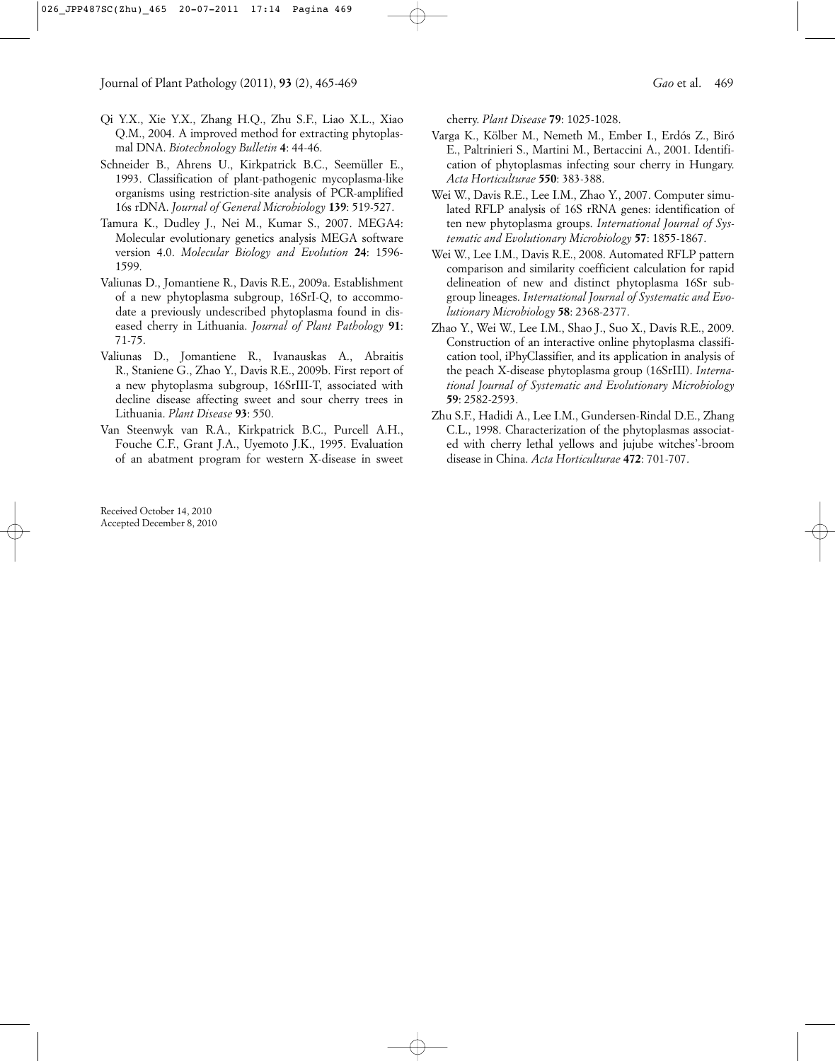Qi Y.X., Xie Y.X., Zhang H.Q., Zhu S.F., Liao X.L., Xiao Q.M., 2004. A improved method for extracting phytoplasmal DNA. *Biotechnology Bulletin* **4**: 44-46.

Schneider B., Ahrens U., Kirkpatrick B.C., Seemüller E., 1993. Classification of plant-pathogenic mycoplasma-like organisms using restriction-site analysis of PCR-amplified 16s rDNA. *Journal of General Microbiology* **139**: 519-527.

Tamura K., Dudley J., Nei M., Kumar S., 2007. MEGA4: Molecular evolutionary genetics analysis MEGA software version 4.0. *Molecular Biology and Evolution* **24**: 1596-1599.

Valiunas D., Jomantiene R., Davis R.E., 2009a. Establishment of a new phytoplasma subgroup, 16SrI-Q, to accommodate a previously undescribed phytoplasma found in diseased cherry in Lithuania. *Journal of Plant Pathology* **91**: 71-75.

Valiunas D., Jomantiene R., Ivanauskas A., Abraitis R., Staniene G., Zhao Y., Davis R.E., 2009b. First report of a new phytoplasma subgroup, 16SrIII-T, associated with decline disease affecting sweet and sour cherry trees in Lithuania. *Plant Disease* **93**: 550.

Van Steenwyk van R.A., Kirkpatrick B.C., Purcell A.H., Fouche C.F., Grant J.A., Uyemoto J.K., 1995. Evaluation of an abatment program for western X-disease in sweet cherry. *Plant Disease* **79**: 1025-1028.

Varga K., Kölber M., Nemeth M., Ember I., Erdós Z., Biró E., Paltrinieri S., Martini M., Bertaccini A., 2001. Identification of phytoplasmas infecting sour cherry in Hungary. *Acta Horticulturae* **550**: 383-388.

Wei W., Davis R.E., Lee I.M., Zhao Y., 2007. Computer simulated RFLP analysis of 16S rRNA genes: identification of ten new phytoplasma groups. *International Journal of Systematic and Evolutionary Microbiology* **57**: 1855-1867.

Wei W., Lee I.M., Davis R.E., 2008. Automated RFLP pattern comparison and similarity coefficient calculation for rapid delineation of new and distinct phytoplasma 16Sr subgroup lineages. *International Journal of Systematic and Evolutionary Microbiology* **58**: 2368-2377.

Zhao Y., Wei W., Lee I.M., Shao J., Suo X., Davis R.E., 2009. Construction of an interactive online phytoplasma classification tool, iPhyClassifier, and its application in analysis of the peach X-disease phytoplasma group (16SrIII). *International Journal of Systematic and Evolutionary Microbiology* **59**: 2582-2593.

Zhu S.F., Hadidi A., Lee I.M., Gundersen-Rindal D.E., Zhang C.L., 1998. Characterization of the phytoplasmas associated with cherry lethal yellows and jujube witches'-broom disease in China. *Acta Horticulturae* **472**: 701-707.

Received October 14, 2010
Accepted December 8, 2010